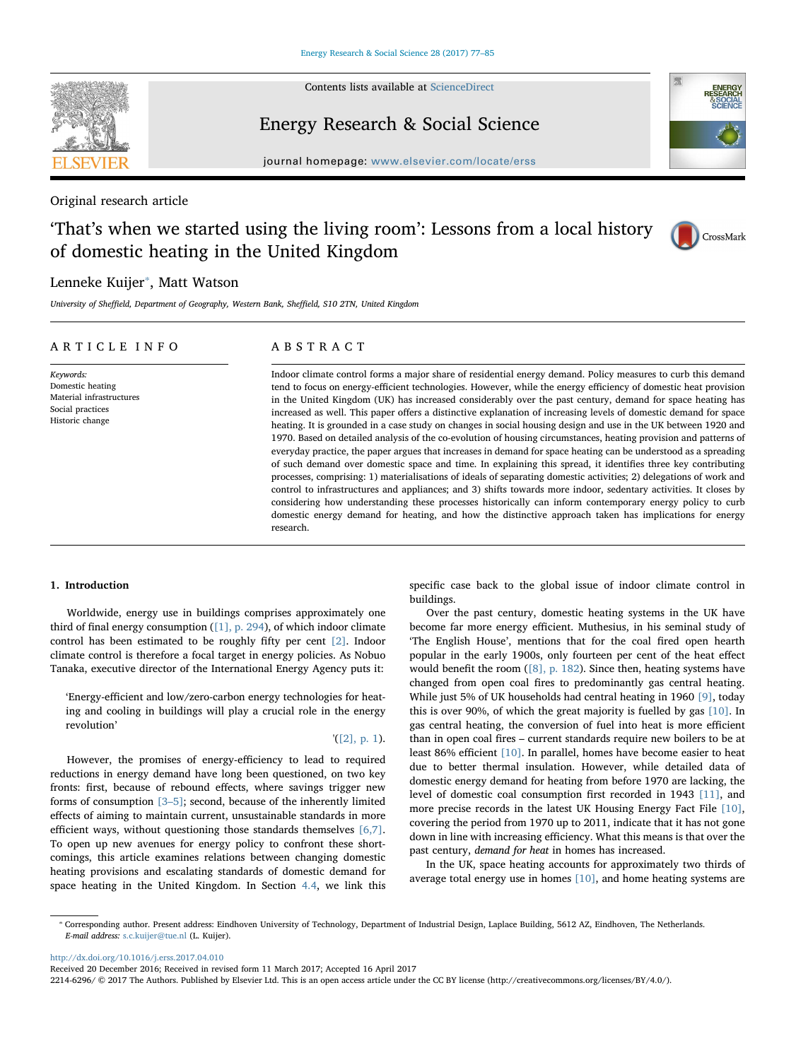Original research article

# 'That's when we started using the living room': Lessons from a local history of domestic heating in the United Kingdom

Lenneke Kuijer*, Matt Watson

*University of Sheffield, Department of Geography, Western Bank, Sheffield, S10 2TN, United Kingdom*

## ARTICLE INFO

*Keywords:*
Domestic heating
Material infrastructures
Social practices
Historic change

## ABSTRACT

Indoor climate control forms a major share of residential energy demand. Policy measures to curb this demand tend to focus on energy-efficient technologies. However, while the energy efficiency of domestic heat provision in the United Kingdom (UK) has increased considerably over the past century, demand for space heating has increased as well. This paper offers a distinctive explanation of increasing levels of domestic demand for space heating. It is grounded in a case study on changes in social housing design and use in the UK between 1920 and 1970. Based on detailed analysis of the co-evolution of housing circumstances, heating provision and patterns of everyday practice, the paper argues that increases in demand for space heating can be understood as a spreading of such demand over domestic space and time. In explaining this spread, it identifies three key contributing processes, comprising: 1) materialisations of ideals of separating domestic activities; 2) delegations of work and control to infrastructures and appliances; and 3) shifts towards more indoor, sedentary activities. It closes by considering how understanding these processes historically can inform contemporary energy policy to curb domestic energy demand for heating, and how the distinctive approach taken has implications for energy research.

## 1. Introduction

Worldwide, energy use in buildings comprises approximately one third of final energy consumption ([1], p. 294), of which indoor climate control has been estimated to be roughly fifty per cent [2]. Indoor climate control is therefore a focal target in energy policies. As Nobuo Tanaka, executive director of the International Energy Agency puts it:

> 'Energy-efficient and low/zero-carbon energy technologies for heating and cooling in buildings will play a crucial role in the energy revolution'
>
> '([2], p. 1).

However, the promises of energy-efficiency to lead to required reductions in energy demand have long been questioned, on two key fronts: first, because of rebound effects, where savings trigger new forms of consumption [3–5]; second, because of the inherently limited effects of aiming to maintain current, unsustainable standards in more efficient ways, without questioning those standards themselves [6,7]. To open up new avenues for energy policy to confront these shortcomings, this article examines relations between changing domestic heating provisions and escalating standards of domestic demand for space heating in the United Kingdom. In Section 4.4, we link this specific case back to the global issue of indoor climate control in buildings.

Over the past century, domestic heating systems in the UK have become far more energy efficient. Muthesius, in his seminal study of 'The English House', mentions that for the coal fired open hearth popular in the early 1900s, only fourteen per cent of the heat effect would benefit the room ([8], p. 182). Since then, heating systems have changed from open coal fires to predominantly gas central heating. While just 5% of UK households had central heating in 1960 [9], today this is over 90%, of which the great majority is fuelled by gas [10]. In gas central heating, the conversion of fuel into heat is more efficient than in open coal fires – current standards require new boilers to be at least 86% efficient [10]. In parallel, homes have become easier to heat due to better thermal insulation. However, while detailed data of domestic energy demand for heating from before 1970 are lacking, the level of domestic coal consumption first recorded in 1943 [11], and more precise records in the latest UK Housing Energy Fact File [10], covering the period from 1970 up to 2011, indicate that it has not gone down in line with increasing efficiency. What this means is that over the past century, *demand for heat* in homes has increased.

In the UK, space heating accounts for approximately two thirds of average total energy use in homes [10], and home heating systems are

* Corresponding author. Present address: Eindhoven University of Technology, Department of Industrial Design, Laplace Building, 5612 AZ, Eindhoven, The Netherlands.
*E-mail address:* s.c.kuijer@tue.nl (L. Kuijer).

http://dx.doi.org/10.1016/j.erss.2017.04.010
Received 20 December 2016; Received in revised form 11 March 2017; Accepted 16 April 2017
2214-6296/ © 2017 The Authors. Published by Elsevier Ltd. This is an open access article under the CC BY license (http://creativecommons.org/licenses/BY/4.0/).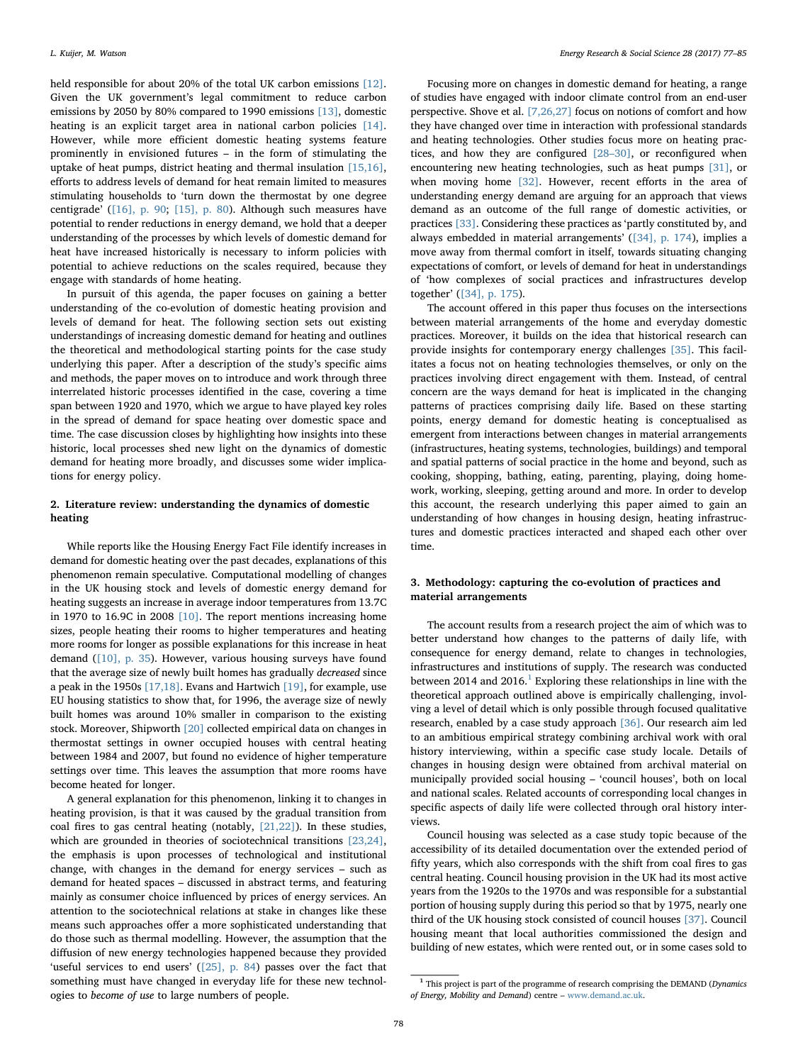held responsible for about 20% of the total UK carbon emissions [12]. Given the UK government's legal commitment to reduce carbon emissions by 2050 by 80% compared to 1990 emissions [13], domestic heating is an explicit target area in national carbon policies [14]. However, while more efficient domestic heating systems feature prominently in envisioned futures – in the form of stimulating the uptake of heat pumps, district heating and thermal insulation [15,16], efforts to address levels of demand for heat remain limited to measures stimulating households to 'turn down the thermostat by one degree centigrade' ([16], p. 90; [15], p. 80). Although such measures have potential to render reductions in energy demand, we hold that a deeper understanding of the processes by which levels of domestic demand for heat have increased historically is necessary to inform policies with potential to achieve reductions on the scales required, because they engage with standards of home heating.

In pursuit of this agenda, the paper focuses on gaining a better understanding of the co-evolution of domestic heating provision and levels of demand for heat. The following section sets out existing understandings of increasing domestic demand for heating and outlines the theoretical and methodological starting points for the case study underlying this paper. After a description of the study's specific aims and methods, the paper moves on to introduce and work through three interrelated historic processes identified in the case, covering a time span between 1920 and 1970, which we argue to have played key roles in the spread of demand for space heating over domestic space and time. The case discussion closes by highlighting how insights into these historic, local processes shed new light on the dynamics of domestic demand for heating more broadly, and discusses some wider implications for energy policy.

## 2. Literature review: understanding the dynamics of domestic heating

While reports like the Housing Energy Fact File identify increases in demand for domestic heating over the past decades, explanations of this phenomenon remain speculative. Computational modelling of changes in the UK housing stock and levels of domestic energy demand for heating suggests an increase in average indoor temperatures from 13.7C in 1970 to 16.9C in 2008 [10]. The report mentions increasing home sizes, people heating their rooms to higher temperatures and heating more rooms for longer as possible explanations for this increase in heat demand ([10], p. 35). However, various housing surveys have found that the average size of newly built homes has gradually *decreased* since a peak in the 1950s [17,18]. Evans and Hartwich [19], for example, use EU housing statistics to show that, for 1996, the average size of newly built homes was around 10% smaller in comparison to the existing stock. Moreover, Shipworth [20] collected empirical data on changes in thermostat settings in owner occupied houses with central heating between 1984 and 2007, but found no evidence of higher temperature settings over time. This leaves the assumption that more rooms have become heated for longer.

A general explanation for this phenomenon, linking it to changes in heating provision, is that it was caused by the gradual transition from coal fires to gas central heating (notably, [21,22]). In these studies, which are grounded in theories of sociotechnical transitions [23,24], the emphasis is upon processes of technological and institutional change, with changes in the demand for energy services – such as demand for heated spaces – discussed in abstract terms, and featuring mainly as consumer choice influenced by prices of energy services. An attention to the sociotechnical relations at stake in changes like these means such approaches offer a more sophisticated understanding that do those such as thermal modelling. However, the assumption that the diffusion of new energy technologies happened because they provided 'useful services to end users' ([25], p. 84) passes over the fact that something must have changed in everyday life for these new technologies to *become of use* to large numbers of people.

Focusing more on changes in domestic demand for heating, a range of studies have engaged with indoor climate control from an end-user perspective. Shove et al. [7,26,27] focus on notions of comfort and how they have changed over time in interaction with professional standards and heating technologies. Other studies focus more on heating practices, and how they are configured [28–30], or reconfigured when encountering new heating technologies, such as heat pumps [31], or when moving home [32]. However, recent efforts in the area of understanding energy demand are arguing for an approach that views demand as an outcome of the full range of domestic activities, or practices [33]. Considering these practices as 'partly constituted by, and always embedded in material arrangements' ([34], p. 174), implies a move away from thermal comfort in itself, towards situating changing expectations of comfort, or levels of demand for heat in understandings of 'how complexes of social practices and infrastructures develop together' ([34], p. 175).

The account offered in this paper thus focuses on the intersections between material arrangements of the home and everyday domestic practices. Moreover, it builds on the idea that historical research can provide insights for contemporary energy challenges [35]. This facilitates a focus not on heating technologies themselves, or only on the practices involving direct engagement with them. Instead, of central concern are the ways demand for heat is implicated in the changing patterns of practices comprising daily life. Based on these starting points, energy demand for domestic heating is conceptualised as emergent from interactions between changes in material arrangements (infrastructures, heating systems, technologies, buildings) and temporal and spatial patterns of social practice in the home and beyond, such as cooking, shopping, bathing, eating, parenting, playing, doing homework, working, sleeping, getting around and more. In order to develop this account, the research underlying this paper aimed to gain an understanding of how changes in housing design, heating infrastructures and domestic practices interacted and shaped each other over time.

## 3. Methodology: capturing the co-evolution of practices and material arrangements

The account results from a research project the aim of which was to better understand how changes to the patterns of daily life, with consequence for energy demand, relate to changes in technologies, infrastructures and institutions of supply. The research was conducted between 2014 and 2016.[1] Exploring these relationships in line with the theoretical approach outlined above is empirically challenging, involving a level of detail which is only possible through focused qualitative research, enabled by a case study approach [36]. Our research aim led to an ambitious empirical strategy combining archival work with oral history interviewing, within a specific case study locale. Details of changes in housing design were obtained from archival material on municipally provided social housing – 'council houses', both on local and national scales. Related accounts of corresponding local changes in specific aspects of daily life were collected through oral history interviews.

Council housing was selected as a case study topic because of the accessibility of its detailed documentation over the extended period of fifty years, which also corresponds with the shift from coal fires to gas central heating. Council housing provision in the UK had its most active years from the 1920s to the 1970s and was responsible for a substantial portion of housing supply during this period so that by 1975, nearly one third of the UK housing stock consisted of council houses [37]. Council housing meant that local authorities commissioned the design and building of new estates, which were rented out, or in some cases sold to

[1] This project is part of the programme of research comprising the DEMAND (*Dynamics of Energy, Mobility and Demand*) centre – www.demand.ac.uk.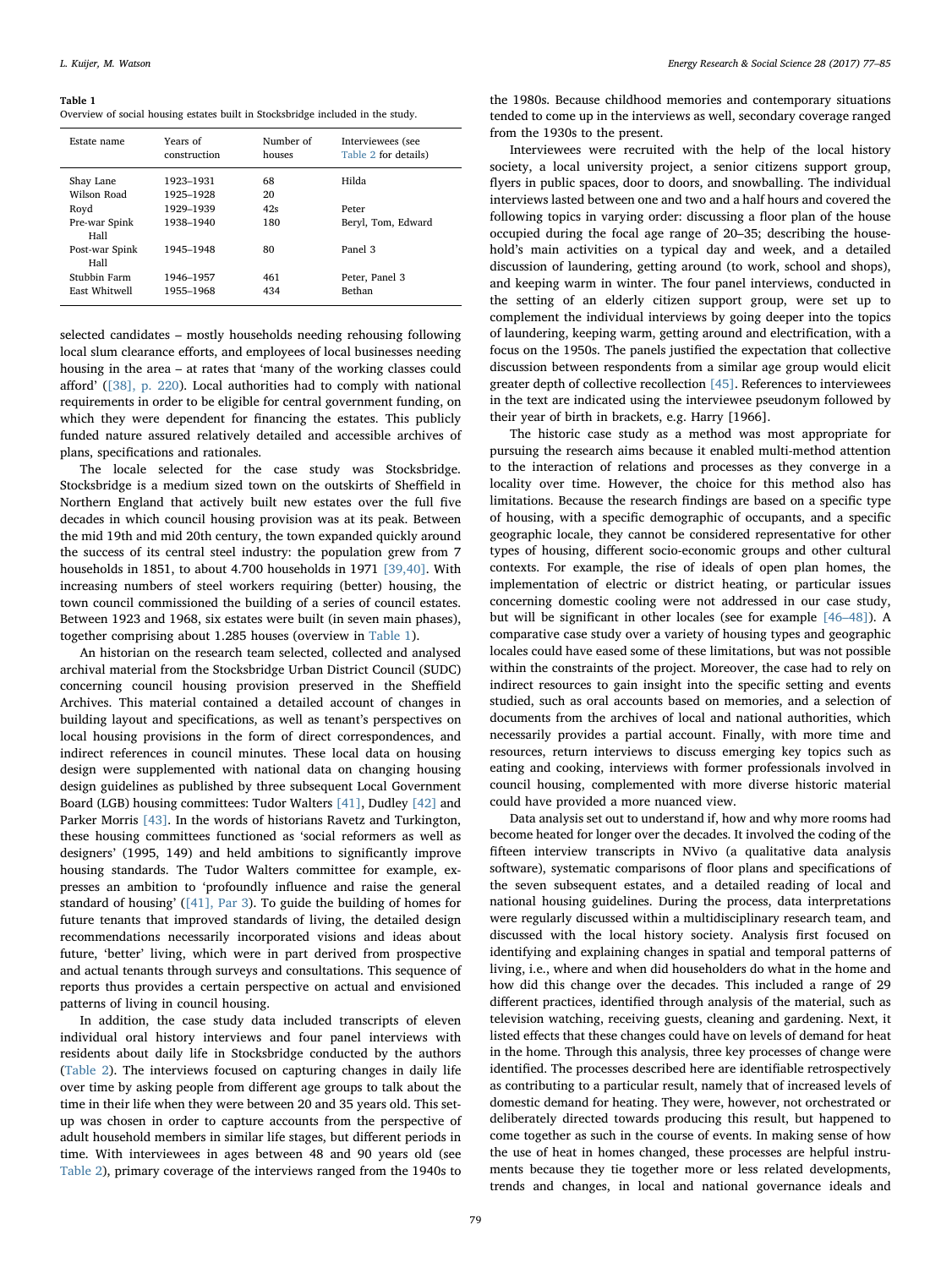**Table 1**
Overview of social housing estates built in Stocksbridge included in the study.

| Estate name | Years of construction | Number of houses | Interviewees (see Table 2 for details) |
|---|---|---|---|
| Shay Lane | 1923–1931 | 68 | Hilda |
| Wilson Road | 1925–1928 | 20 | |
| Royd | 1929–1939 | 42s | Peter |
| Pre-war Spink Hall | 1938–1940 | 180 | Beryl, Tom, Edward |
| Post-war Spink Hall | 1945–1948 | 80 | Panel 3 |
| Stubbin Farm | 1946–1957 | 461 | Peter, Panel 3 |
| East Whitwell | 1955–1968 | 434 | Bethan |

selected candidates – mostly households needing rehousing following local slum clearance efforts, and employees of local businesses needing housing in the area – at rates that 'many of the working classes could afford' ([38], p. 220). Local authorities had to comply with national requirements in order to be eligible for central government funding, on which they were dependent for financing the estates. This publicly funded nature assured relatively detailed and accessible archives of plans, specifications and rationales.

The locale selected for the case study was Stocksbridge. Stocksbridge is a medium sized town on the outskirts of Sheffield in Northern England that actively built new estates over the full five decades in which council housing provision was at its peak. Between the mid 19th and mid 20th century, the town expanded quickly around the success of its central steel industry: the population grew from 7 households in 1851, to about 4.700 households in 1971 [39,40]. With increasing numbers of steel workers requiring (better) housing, the town council commissioned the building of a series of council estates. Between 1923 and 1968, six estates were built (in seven main phases), together comprising about 1.285 houses (overview in Table 1).

An historian on the research team selected, collected and analysed archival material from the Stocksbridge Urban District Council (SUDC) concerning council housing provision preserved in the Sheffield Archives. This material contained a detailed account of changes in building layout and specifications, as well as tenant's perspectives on local housing provisions in the form of direct correspondences, and indirect references in council minutes. These local data on housing design were supplemented with national data on changing housing design guidelines as published by three subsequent Local Government Board (LGB) housing committees: Tudor Walters [41], Dudley [42] and Parker Morris [43]. In the words of historians Ravetz and Turkington, these housing committees functioned as 'social reformers as well as designers' (1995, 149) and held ambitions to significantly improve housing standards. The Tudor Walters committee for example, expresses an ambition to 'profoundly influence and raise the general standard of housing' ([41], Par 3). To guide the building of homes for future tenants that improved standards of living, the detailed design recommendations necessarily incorporated visions and ideas about future, 'better' living, which were in part derived from prospective and actual tenants through surveys and consultations. This sequence of reports thus provides a certain perspective on actual and envisioned patterns of living in council housing.

In addition, the case study data included transcripts of eleven individual oral history interviews and four panel interviews with residents about daily life in Stocksbridge conducted by the authors (Table 2). The interviews focused on capturing changes in daily life over time by asking people from different age groups to talk about the time in their life when they were between 20 and 35 years old. This setup was chosen in order to capture accounts from the perspective of adult household members in similar life stages, but different periods in time. With interviewees in ages between 48 and 90 years old (see Table 2), primary coverage of the interviews ranged from the 1940s to the 1980s. Because childhood memories and contemporary situations tended to come up in the interviews as well, secondary coverage ranged from the 1930s to the present.

Interviewees were recruited with the help of the local history society, a local university project, a senior citizens support group, flyers in public spaces, door to doors, and snowballing. The individual interviews lasted between one and two and a half hours and covered the following topics in varying order: discussing a floor plan of the house occupied during the focal age range of 20–35; describing the household's main activities on a typical day and week, and a detailed discussion of laundering, getting around (to work, school and shops), and keeping warm in winter. The four panel interviews, conducted in the setting of an elderly citizen support group, were set up to complement the individual interviews by going deeper into the topics of laundering, keeping warm, getting around and electrification, with a focus on the 1950s. The panels justified the expectation that collective discussion between respondents from a similar age group would elicit greater depth of collective recollection [45]. References to interviewees in the text are indicated using the interviewee pseudonym followed by their year of birth in brackets, e.g. Harry [1966].

The historic case study as a method was most appropriate for pursuing the research aims because it enabled multi-method attention to the interaction of relations and processes as they converge in a locality over time. However, the choice for this method also has limitations. Because the research findings are based on a specific type of housing, with a specific demographic of occupants, and a specific geographic locale, they cannot be considered representative for other types of housing, different socio-economic groups and other cultural contexts. For example, the rise of ideals of open plan homes, the implementation of electric or district heating, or particular issues concerning domestic cooling were not addressed in our case study, but will be significant in other locales (see for example [46–48]). A comparative case study over a variety of housing types and geographic locales could have eased some of these limitations, but was not possible within the constraints of the project. Moreover, the case had to rely on indirect resources to gain insight into the specific setting and events studied, such as oral accounts based on memories, and a selection of documents from the archives of local and national authorities, which necessarily provides a partial account. Finally, with more time and resources, return interviews to discuss emerging key topics such as eating and cooking, interviews with former professionals involved in council housing, complemented with more diverse historic material could have provided a more nuanced view.

Data analysis set out to understand if, how and why more rooms had become heated for longer over the decades. It involved the coding of the fifteen interview transcripts in NVivo (a qualitative data analysis software), systematic comparisons of floor plans and specifications of the seven subsequent estates, and a detailed reading of local and national housing guidelines. During the process, data interpretations were regularly discussed within a multidisciplinary research team, and discussed with the local history society. Analysis first focused on identifying and explaining changes in spatial and temporal patterns of living, i.e., where and when did householders do what in the home and how did this change over the decades. This included a range of 29 different practices, identified through analysis of the material, such as television watching, receiving guests, cleaning and gardening. Next, it listed effects that these changes could have on levels of demand for heat in the home. Through this analysis, three key processes of change were identified. The processes described here are identifiable retrospectively as contributing to a particular result, namely that of increased levels of domestic demand for heating. They were, however, not orchestrated or deliberately directed towards producing this result, but happened to come together as such in the course of events. In making sense of how the use of heat in homes changed, these processes are helpful instruments because they tie together more or less related developments, trends and changes, in local and national governance ideals and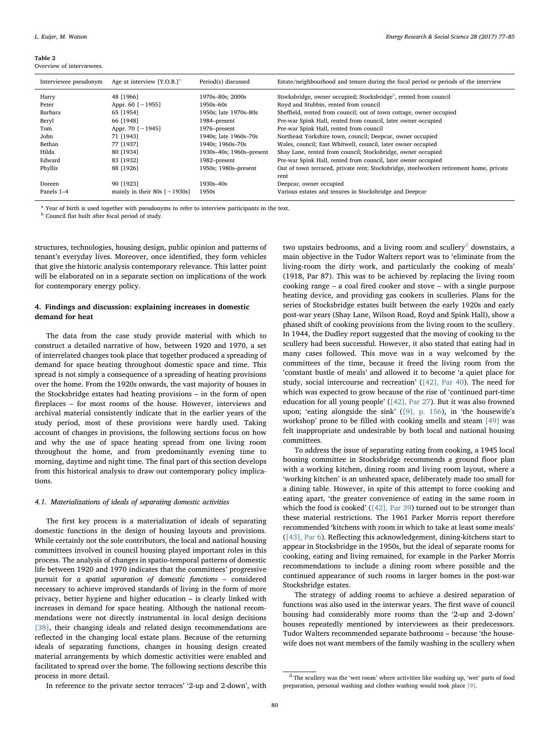**Table 2**
Overview of interviewees.

| Interviewee pseudonym | Age at interview [Y.O.B.][a] | Period(s) discussed | Estate/neighbourhood and tenure during the focal period or periods of the interview |
|---|---|---|---|
| Harry | 48 [1966] | 1970s–80s; 2000s | Stocksbridge, owner occupied; Stocksbridge[b], rented from council |
| Peter | Appr. 60 [~1955] | 1950s–60s | Royd and Stubbin, rented from council |
| Barbara | 65 [1954] | 1950s; late 1970s–80s | Sheffield, rented from council; out of town cottage, owner occupied |
| Beryl | 66 [1948] | 1984–present | Pre-war Spink Hall, rented from council, later owner occupied |
| Tom | Appr. 70 [~1945] | 1976–present | Pre-war Spink Hall, rented from council |
| John | 71 [1943] | 1940s; late 1960s–70s | Northeast Yorkshire town, council; Deepcar, owner occupied |
| Bethan | 77 [1937] | 1940s; 1960s–70s | Wales, council; East Whitwell, council, later owner occupied |
| Hilda | 80 [1934] | 1930s–40s; 1960s–present | Shay Lane, rented from council; Stocksbridge, owner occupied |
| Edward | 83 [1932] | 1982–present | Pre-war Spink Hall, rented from council, later owner occupied |
| Phyllis | 88 [1926] | 1950s; 1980s–present | Out of town terraced, private rent; Stocksbridge, steelworkers retirement home, private rent |
| Doreen | 90 [1923] | 1930s–40s | Deepcar, owner occupied |
| Panels 1–4 | mainly in their 80s [~1930s] | 1950s | Various estates and tenures in Stocksbridge and Deepcar |

[a] Year of birth is used together with pseudonyms to refer to interview participants in the text.
[b] Council flat built after focal period of study.

structures, technologies, housing design, public opinion and patterns of tenant's everyday lives. Moreover, once identified, they form vehicles that give the historic analysis contemporary relevance. This latter point will be elaborated on in a separate section on implications of the work for contemporary energy policy.

## 4. Findings and discussion: explaining increases in domestic demand for heat

The data from the case study provide material with which to construct a detailed narrative of how, between 1920 and 1970, a set of interrelated changes took place that together produced a spreading of demand for space heating throughout domestic space and time. This spread is not simply a consequence of a spreading of heating provisions over the home. From the 1920s onwards, the vast majority of houses in the Stocksbridge estates had heating provisions – in the form of open fireplaces – for most rooms of the house. However, interviews and archival material consistently indicate that in the earlier years of the study period, most of these provisions were hardly used. Taking account of changes in provisions, the following sections focus on how and why the *use* of space heating spread from one living room throughout the home, and from predominantly evening time to morning, daytime and night time. The final part of this section develops from this historical analysis to draw out contemporary policy implications.

### 4.1. Materializations of ideals of separating domestic activities

The first key process is a materialization of ideals of separating domestic functions in the design of housing layouts and provisions. While certainly not the sole contributors, the local and national housing committees involved in council housing played important roles in this process. The analysis of changes in spatio-temporal patterns of domestic life between 1920 and 1970 indicates that the committees' progressive pursuit for *a spatial separation of domestic functions* – considered necessary to achieve improved standards of living in the form of more privacy, better hygiene and higher education – is clearly linked with increases in demand for space heating. Although the national recommendations were not directly instrumental in local design decisions [38], their changing ideals and related design recommendations are reflected in the changing local estate plans. Because of the returning ideals of separating functions, changes in housing design created material arrangements by which domestic activities were enabled and facilitated to spread over the home. The following sections describe this process in more detail.

In reference to the private sector terraces' '2-up and 2-down', with two upstairs bedrooms, and a living room and scullery[2] downstairs, a main objective in the Tudor Walters report was to 'eliminate from the living-room the dirty work, and particularly the cooking of meals' (1918, Par 87). This was to be achieved by replacing the living room cooking range – a coal fired cooker and stove – with a single purpose heating device, and providing gas cookers in sculleries. Plans for the series of Stocksbridge estates built between the early 1920s and early post-war years (Shay Lane, Wilson Road, Royd and Spink Hall), show a phased shift of cooking provisions from the living room to the scullery. In 1944, the Dudley report suggested that the moving of cooking to the scullery had been successful. However, it also stated that eating had in many cases followed. This move was in a way welcomed by the committees of the time, because it freed the living room from the 'constant bustle of meals' and allowed it to become 'a quiet place for study, social intercourse and recreation' ([42], Par 40). The need for which was expected to grow because of the rise of 'continued part-time education for all young people' ([42], Par 27). But it was also frowned upon; 'eating alongside the sink' ([9], p. 156), in 'the housewife's workshop' prone to be filled with cooking smells and steam [49] was felt inappropriate and undesirable by both local and national housing committees.

To address the issue of separating eating from cooking, a 1945 local housing committee in Stocksbridge recommends a ground floor plan with a working kitchen, dining room and living room layout, where a 'working kitchen' is an unheated space, deliberately made too small for a dining table. However, in spite of this attempt to force cooking and eating apart, 'the greater convenience of eating in the same room in which the food is cooked' ([42], Par 39) turned out to be stronger than these material restrictions. The 1961 Parker Morris report therefore recommended 'kitchens with room in which to take at least some meals' ([43], Par 6). Reflecting this acknowledgement, dining-kitchens start to appear in Stocksbridge in the 1950s, but the ideal of separate rooms for cooking, eating and living remained, for example in the Parker Morris recommendations to include a dining room where possible and the continued appearance of such rooms in larger homes in the post-war Stocksbridge estates.

The strategy of adding rooms to achieve a desired separation of functions was also used in the interwar years. The first wave of council housing had considerably more rooms than the '2-up and 2-down' houses repeatedly mentioned by interviewees as their predecessors. Tudor Walters recommended separate bathrooms – because 'the housewife does not want members of the family washing in the scullery when

[2] The scullery was the 'wet room' where activities like washing up, 'wet' parts of food preparation, personal washing and clothes washing would took place [9].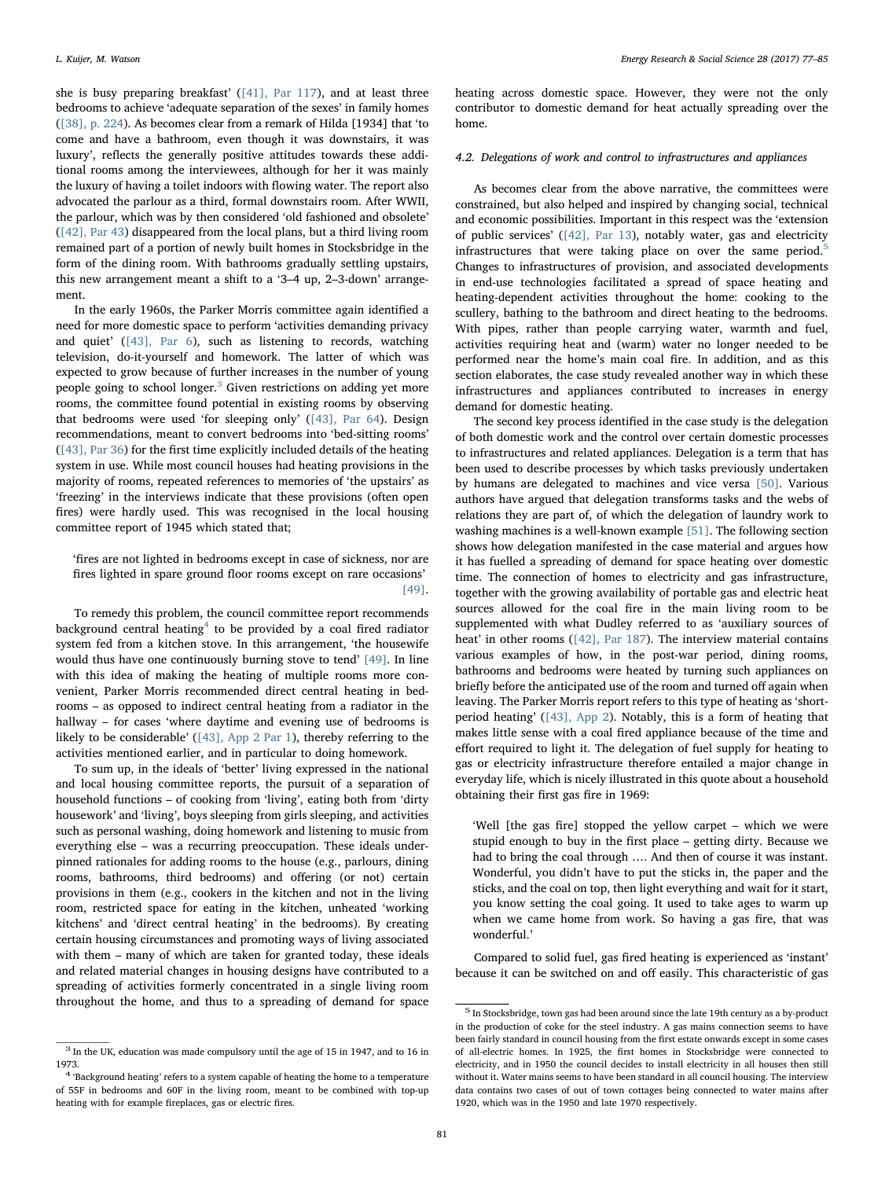she is busy preparing breakfast' ([41], Par 117), and at least three bedrooms to achieve 'adequate separation of the sexes' in family homes ([38], p. 224). As becomes clear from a remark of Hilda [1934] that 'to come and have a bathroom, even though it was downstairs, it was luxury', reflects the generally positive attitudes towards these additional rooms among the interviewees, although for her it was mainly the luxury of having a toilet indoors with flowing water. The report also advocated the parlour as a third, formal downstairs room. After WWII, the parlour, which was by then considered 'old fashioned and obsolete' ([42], Par 43) disappeared from the local plans, but a third living room remained part of a portion of newly built homes in Stocksbridge in the form of the dining room. With bathrooms gradually settling upstairs, this new arrangement meant a shift to a '3–4 up, 2–3-down' arrangement.

In the early 1960s, the Parker Morris committee again identified a need for more domestic space to perform 'activities demanding privacy and quiet' ([43], Par 6), such as listening to records, watching television, do-it-yourself and homework. The latter of which was expected to grow because of further increases in the number of young people going to school longer.[3] Given restrictions on adding yet more rooms, the committee found potential in existing rooms by observing that bedrooms were used 'for sleeping only' ([43], Par 64). Design recommendations, meant to convert bedrooms into 'bed-sitting rooms' ([43], Par 36) for the first time explicitly included details of the heating system in use. While most council houses had heating provisions in the majority of rooms, repeated references to memories of 'the upstairs' as 'freezing' in the interviews indicate that these provisions (often open fires) were hardly used. This was recognised in the local housing committee report of 1945 which stated that;

> 'fires are not lighted in bedrooms except in case of sickness, nor are fires lighted in spare ground floor rooms except on rare occasions' [49].

To remedy this problem, the council committee report recommends background central heating[4] to be provided by a coal fired radiator system fed from a kitchen stove. In this arrangement, 'the housewife would thus have one continuously burning stove to tend' [49]. In line with this idea of making the heating of multiple rooms more convenient, Parker Morris recommended direct central heating in bedrooms – as opposed to indirect central heating from a radiator in the hallway – for cases 'where daytime and evening use of bedrooms is likely to be considerable' ([43], App 2 Par 1), thereby referring to the activities mentioned earlier, and in particular to doing homework.

To sum up, in the ideals of 'better' living expressed in the national and local housing committee reports, the pursuit of a separation of household functions – of cooking from 'living', eating both from 'dirty housework' and 'living', boys sleeping from girls sleeping, and activities such as personal washing, doing homework and listening to music from everything else – was a recurring preoccupation. These ideals underpinned rationales for adding rooms to the house (e.g., parlours, dining rooms, bathrooms, third bedrooms) and offering (or not) certain provisions in them (e.g., cookers in the kitchen and not in the living room, restricted space for eating in the kitchen, unheated 'working kitchens' and 'direct central heating' in the bedrooms). By creating certain housing circumstances and promoting ways of living associated with them – many of which are taken for granted today, these ideals and related material changes in housing designs have contributed to a spreading of activities formerly concentrated in a single living room throughout the home, and thus to a spreading of demand for space heating across domestic space. However, they were not the only contributor to domestic demand for heat actually spreading over the home.

### 4.2. Delegations of work and control to infrastructures and appliances

As becomes clear from the above narrative, the committees were constrained, but also helped and inspired by changing social, technical and economic possibilities. Important in this respect was the 'extension of public services' ([42], Par 13), notably water, gas and electricity infrastructures that were taking place on over the same period.[5] Changes to infrastructures of provision, and associated developments in end-use technologies facilitated a spread of space heating and heating-dependent activities throughout the home: cooking to the scullery, bathing to the bathroom and direct heating to the bedrooms. With pipes, rather than people carrying water, warmth and fuel, activities requiring heat and (warm) water no longer needed to be performed near the home's main coal fire. In addition, and as this section elaborates, the case study revealed another way in which these infrastructures and appliances contributed to increases in energy demand for domestic heating.

The second key process identified in the case study is the delegation of both domestic work and the control over certain domestic processes to infrastructures and related appliances. Delegation is a term that has been used to describe processes by which tasks previously undertaken by humans are delegated to machines and vice versa [50]. Various authors have argued that delegation transforms tasks and the webs of relations they are part of, of which the delegation of laundry work to washing machines is a well-known example [51]. The following section shows how delegation manifested in the case material and argues how it has fuelled a spreading of demand for space heating over domestic time. The connection of homes to electricity and gas infrastructure, together with the growing availability of portable gas and electric heat sources allowed for the coal fire in the main living room to be supplemented with what Dudley referred to as 'auxiliary sources of heat' in other rooms ([42], Par 187). The interview material contains various examples of how, in the post-war period, dining rooms, bathrooms and bedrooms were heated by turning such appliances on briefly before the anticipated use of the room and turned off again when leaving. The Parker Morris report refers to this type of heating as 'short-period heating' ([43], App 2). Notably, this is a form of heating that makes little sense with a coal fired appliance because of the time and effort required to light it. The delegation of fuel supply for heating to gas or electricity infrastructure therefore entailed a major change in everyday life, which is nicely illustrated in this quote about a household obtaining their first gas fire in 1969:

> 'Well [the gas fire] stopped the yellow carpet – which we were stupid enough to buy in the first place – getting dirty. Because we had to bring the coal through …. And then of course it was instant. Wonderful, you didn't have to put the sticks in, the paper and the sticks, and the coal on top, then light everything and wait for it start, you know setting the coal going. It used to take ages to warm up when we came home from work. So having a gas fire, that was wonderful.'

Compared to solid fuel, gas fired heating is experienced as 'instant' because it can be switched on and off easily. This characteristic of gas

---

[3] In the UK, education was made compulsory until the age of 15 in 1947, and to 16 in 1973.

[4] 'Background heating' refers to a system capable of heating the home to a temperature of 55F in bedrooms and 60F in the living room, meant to be combined with top-up heating with for example fireplaces, gas or electric fires.

[5] In Stocksbridge, town gas had been around since the late 19th century as a by-product in the production of coke for the steel industry. A gas mains connection seems to have been fairly standard in council housing from the first estate onwards except in some cases of all-electric homes. In 1925, the first homes in Stocksbridge were connected to electricity, and in 1950 the council decides to install electricity in all houses then still without it. Water mains seems to have been standard in all council housing. The interview data contains two cases of out of town cottages being connected to water mains after 1920, which was in the 1950 and late 1970 respectively.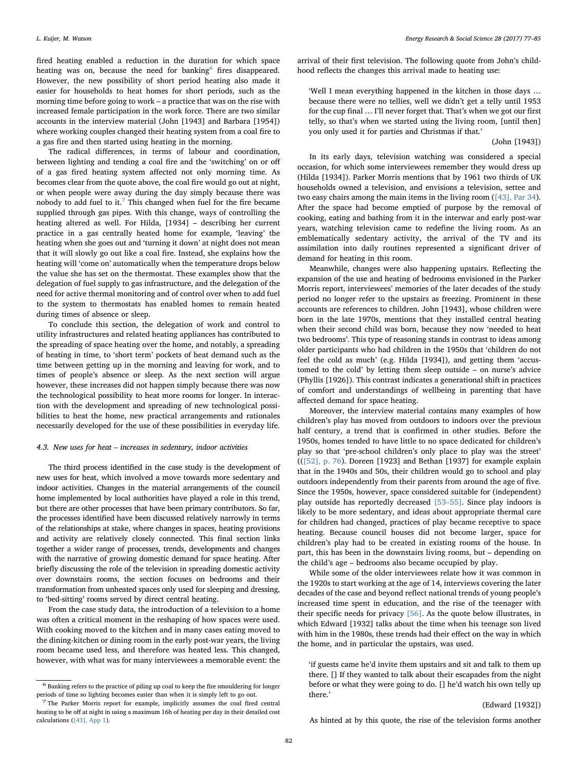fired heating enabled a reduction in the duration for which space heating was on, because the need for banking[6] fires disappeared. However, the new possibility of short period heating also made it easier for households to heat homes for short periods, such as the morning time before going to work – a practice that was on the rise with increased female participation in the work force. There are two similar accounts in the interview material (John [1943] and Barbara [1954]) where working couples changed their heating system from a coal fire to a gas fire and then started using heating in the morning.

The radical differences, in terms of labour and coordination, between lighting and tending a coal fire and the 'switching' on or off of a gas fired heating system affected not only morning time. As becomes clear from the quote above, the coal fire would go out at night, or when people were away during the day simply because there was nobody to add fuel to it.[7] This changed when fuel for the fire became supplied through gas pipes. With this change, ways of controlling the heating altered as well. For Hilda, [1934] – describing her current practice in a gas centrally heated home for example, 'leaving' the heating when she goes out and 'turning it down' at night does not mean that it will slowly go out like a coal fire. Instead, she explains how the heating will 'come on' automatically when the temperature drops below the value she has set on the thermostat. These examples show that the delegation of fuel supply to gas infrastructure, and the delegation of the need for active thermal monitoring and of control over when to add fuel to the system to thermostats has enabled homes to remain heated during times of absence or sleep.

To conclude this section, the delegation of work and control to utility infrastructures and related heating appliances has contributed to the spreading of space heating over the home, and notably, a spreading of heating in time, to 'short term' pockets of heat demand such as the time between getting up in the morning and leaving for work, and to times of people's absence or sleep. As the next section will argue however, these increases did not happen simply because there was now the technological possibility to heat more rooms for longer. In interaction with the development and spreading of new technological possibilities to heat the home, new practical arrangements and rationales necessarily developed for the use of these possibilities in everyday life.

### 4.3. New uses for heat – increases in sedentary, indoor activities

The third process identified in the case study is the development of new uses for heat, which involved a move towards more sedentary and indoor activities. Changes in the material arrangements of the council home implemented by local authorities have played a role in this trend, but there are other processes that have been primary contributors. So far, the processes identified have been discussed relatively narrowly in terms of the relationships at stake, where changes in spaces, heating provisions and activity are relatively closely connected. This final section links together a wider range of processes, trends, developments and changes with the narrative of growing domestic demand for space heating. After briefly discussing the role of the television in spreading domestic activity over downstairs rooms, the section focuses on bedrooms and their transformation from unheated spaces only used for sleeping and dressing, to 'bed-sitting' rooms served by direct central heating.

From the case study data, the introduction of a television to a home was often a critical moment in the reshaping of how spaces were used. With cooking moved to the kitchen and in many cases eating moved to the dining-kitchen or dining room in the early post-war years, the living room became used less, and therefore was heated less. This changed, however, with what was for many interviewees a memorable event: the arrival of their first television. The following quote from John's childhood reflects the changes this arrival made to heating use:

> 'Well I mean everything happened in the kitchen in those days … because there were no tellies, well we didn't get a telly until 1953 for the cup final … I'll never forget that. That's when we got our first telly, so that's when we started using the living room, [until then] you only used it for parties and Christmas if that.'
>
> (John [1943])

In its early days, television watching was considered a special occasion, for which some interviewees remember they would dress up (Hilda [1934]). Parker Morris mentions that by 1961 two thirds of UK households owned a television, and envisions a television, settee and two easy chairs among the main items in the living room ([43], Par 34). After the space had become emptied of purpose by the removal of cooking, eating and bathing from it in the interwar and early post-war years, watching television came to redefine the living room. As an emblematically sedentary activity, the arrival of the TV and its assimilation into daily routines represented a significant driver of demand for heating in this room.

Meanwhile, changes were also happening upstairs. Reflecting the expansion of the use and heating of bedrooms envisioned in the Parker Morris report, interviewees' memories of the later decades of the study period no longer refer to the upstairs as freezing. Prominent in these accounts are references to children. John [1943], whose children were born in the late 1970s, mentions that they installed central heating when their second child was born, because they now 'needed to heat two bedrooms'. This type of reasoning stands in contrast to ideas among older participants who had children in the 1950s that 'children do not feel the cold as much' (e.g. Hilda [1934]), and getting them 'accustomed to the cold' by letting them sleep outside – on nurse's advice (Phyllis [1926]). This contrast indicates a generational shift in practices of comfort and understandings of wellbeing in parenting that have affected demand for space heating.

Moreover, the interview material contains many examples of how children's play has moved from outdoors to indoors over the previous half century, a trend that is confirmed in other studies. Before the 1950s, homes tended to have little to no space dedicated for children's play so that 'pre-school children's only place to play was the street' (([52], p. 76). Doreen [1923] and Bethan [1937] for example explain that in the 1940s and 50s, their children would go to school and play outdoors independently from their parents from around the age of five. Since the 1950s, however, space considered suitable for (independent) play outside has reportedly decreased [53–55]. Since play indoors is likely to be more sedentary, and ideas about appropriate thermal care for children had changed, practices of play became receptive to space heating. Because council houses did not become larger, space for children's play had to be created in existing rooms of the house. In part, this has been in the downstairs living rooms, but – depending on the child's age – bedrooms also became occupied by play.

While some of the older interviewees relate how it was common in the 1920s to start working at the age of 14, interviews covering the later decades of the case and beyond reflect national trends of young people's increased time spent in education, and the rise of the teenager with their specific needs for privacy [56]. As the quote below illustrates, in which Edward [1932] talks about the time when his teenage son lived with him in the 1980s, these trends had their effect on the way in which the home, and in particular the upstairs, was used.

> 'if guests came he'd invite them upstairs and sit and talk to them up there. [] If they wanted to talk about their escapades from the night before or what they were going to do. [] he'd watch his own telly up there.'
>
> (Edward [1932])

As hinted at by this quote, the rise of the television forms another

---

[6] Banking refers to the practice of piling up coal to keep the fire smouldering for longer periods of time so lighting becomes easier than when it is simply left to go out.

[7] The Parker Morris report for example, implicitly assumes the coal fired central heating to be off at night in using a maximum 16h of heating per day in their detailed cost calculations ([43], App 1).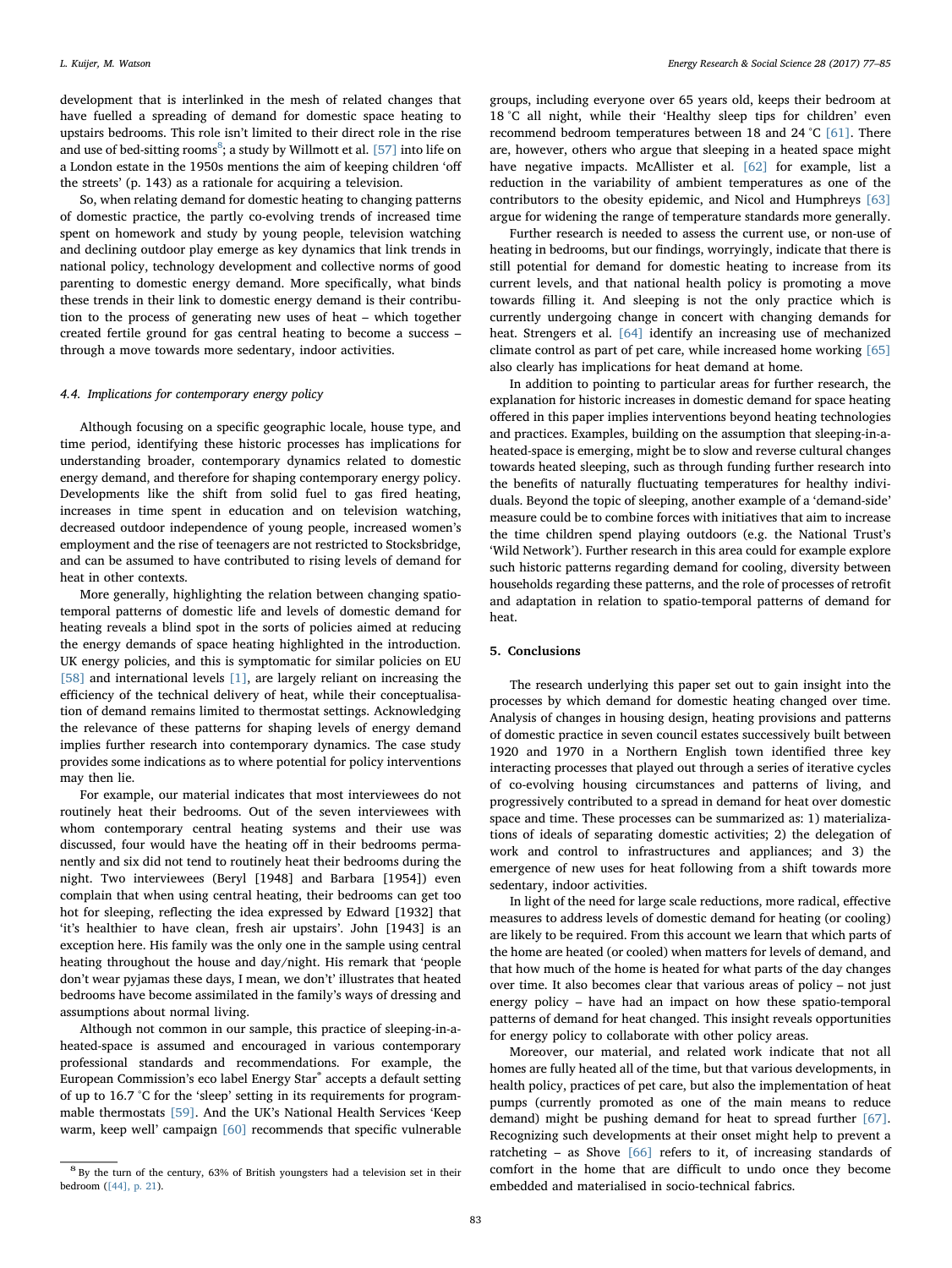development that is interlinked in the mesh of related changes that have fuelled a spreading of demand for domestic space heating to upstairs bedrooms. This role isn't limited to their direct role in the rise and use of bed-sitting rooms[8]; a study by Willmott et al. [57] into life on a London estate in the 1950s mentions the aim of keeping children 'off the streets' (p. 143) as a rationale for acquiring a television.

So, when relating demand for domestic heating to changing patterns of domestic practice, the partly co-evolving trends of increased time spent on homework and study by young people, television watching and declining outdoor play emerge as key dynamics that link trends in national policy, technology development and collective norms of good parenting to domestic energy demand. More specifically, what binds these trends in their link to domestic energy demand is their contribution to the process of generating new uses of heat – which together created fertile ground for gas central heating to become a success – through a move towards more sedentary, indoor activities.

### 4.4. Implications for contemporary energy policy

Although focusing on a specific geographic locale, house type, and time period, identifying these historic processes has implications for understanding broader, contemporary dynamics related to domestic energy demand, and therefore for shaping contemporary energy policy. Developments like the shift from solid fuel to gas fired heating, increases in time spent in education and on television watching, decreased outdoor independence of young people, increased women's employment and the rise of teenagers are not restricted to Stocksbridge, and can be assumed to have contributed to rising levels of demand for heat in other contexts.

More generally, highlighting the relation between changing spatio-temporal patterns of domestic life and levels of domestic demand for heating reveals a blind spot in the sorts of policies aimed at reducing the energy demands of space heating highlighted in the introduction. UK energy policies, and this is symptomatic for similar policies on EU [58] and international levels [1], are largely reliant on increasing the efficiency of the technical delivery of heat, while their conceptualisation of demand remains limited to thermostat settings. Acknowledging the relevance of these patterns for shaping levels of energy demand implies further research into contemporary dynamics. The case study provides some indications as to where potential for policy interventions may then lie.

For example, our material indicates that most interviewees do not routinely heat their bedrooms. Out of the seven interviewees with whom contemporary central heating systems and their use was discussed, four would have the heating off in their bedrooms permanently and six did not tend to routinely heat their bedrooms during the night. Two interviewees (Beryl [1948] and Barbara [1954]) even complain that when using central heating, their bedrooms can get too hot for sleeping, reflecting the idea expressed by Edward [1932] that 'it's healthier to have clean, fresh air upstairs'. John [1943] is an exception here. His family was the only one in the sample using central heating throughout the house and day/night. His remark that 'people don't wear pyjamas these days, I mean, we don't' illustrates that heated bedrooms have become assimilated in the family's ways of dressing and assumptions about normal living.

Although not common in our sample, this practice of sleeping-in-a-heated-space is assumed and encouraged in various contemporary professional standards and recommendations. For example, the European Commission's eco label Energy Star® accepts a default setting of up to 16.7 °C for the 'sleep' setting in its requirements for programmable thermostats [59]. And the UK's National Health Services 'Keep warm, keep well' campaign [60] recommends that specific vulnerable groups, including everyone over 65 years old, keeps their bedroom at 18 °C all night, while their 'Healthy sleep tips for children' even recommend bedroom temperatures between 18 and 24 °C [61]. There are, however, others who argue that sleeping in a heated space might have negative impacts. McAllister et al. [62] for example, list a reduction in the variability of ambient temperatures as one of the contributors to the obesity epidemic, and Nicol and Humphreys [63] argue for widening the range of temperature standards more generally.

Further research is needed to assess the current use, or non-use of heating in bedrooms, but our findings, worryingly, indicate that there is still potential for demand for domestic heating to increase from its current levels, and that national health policy is promoting a move towards filling it. And sleeping is not the only practice which is currently undergoing change in concert with changing demands for heat. Strengers et al. [64] identify an increasing use of mechanized climate control as part of pet care, while increased home working [65] also clearly has implications for heat demand at home.

In addition to pointing to particular areas for further research, the explanation for historic increases in domestic demand for space heating offered in this paper implies interventions beyond heating technologies and practices. Examples, building on the assumption that sleeping-in-a-heated-space is emerging, might be to slow and reverse cultural changes towards heated sleeping, such as through funding further research into the benefits of naturally fluctuating temperatures for healthy individuals. Beyond the topic of sleeping, another example of a 'demand-side' measure could be to combine forces with initiatives that aim to increase the time children spend playing outdoors (e.g. the National Trust's 'Wild Network'). Further research in this area could for example explore such historic patterns regarding demand for cooling, diversity between households regarding these patterns, and the role of processes of retrofit and adaptation in relation to spatio-temporal patterns of demand for heat.

## 5. Conclusions

The research underlying this paper set out to gain insight into the processes by which demand for domestic heating changed over time. Analysis of changes in housing design, heating provisions and patterns of domestic practice in seven council estates successively built between 1920 and 1970 in a Northern English town identified three key interacting processes that played out through a series of iterative cycles of co-evolving housing circumstances and patterns of living, and progressively contributed to a spread in demand for heat over domestic space and time. These processes can be summarized as: 1) materializations of ideals of separating domestic activities; 2) the delegation of work and control to infrastructures and appliances; and 3) the emergence of new uses for heat following from a shift towards more sedentary, indoor activities.

In light of the need for large scale reductions, more radical, effective measures to address levels of domestic demand for heating (or cooling) are likely to be required. From this account we learn that which parts of the home are heated (or cooled) when matters for levels of demand, and that how much of the home is heated for what parts of the day changes over time. It also becomes clear that various areas of policy – not just energy policy – have had an impact on how these spatio-temporal patterns of demand for heat changed. This insight reveals opportunities for energy policy to collaborate with other policy areas.

Moreover, our material, and related work indicate that not all homes are fully heated all of the time, but that various developments, in health policy, practices of pet care, but also the implementation of heat pumps (currently promoted as one of the main means to reduce demand) might be pushing demand for heat to spread further [67]. Recognizing such developments at their onset might help to prevent a ratcheting – as Shove [66] refers to it, of increasing standards of comfort in the home that are difficult to undo once they become embedded and materialised in socio-technical fabrics.

[8] By the turn of the century, 63% of British youngsters had a television set in their bedroom ([44], p. 21).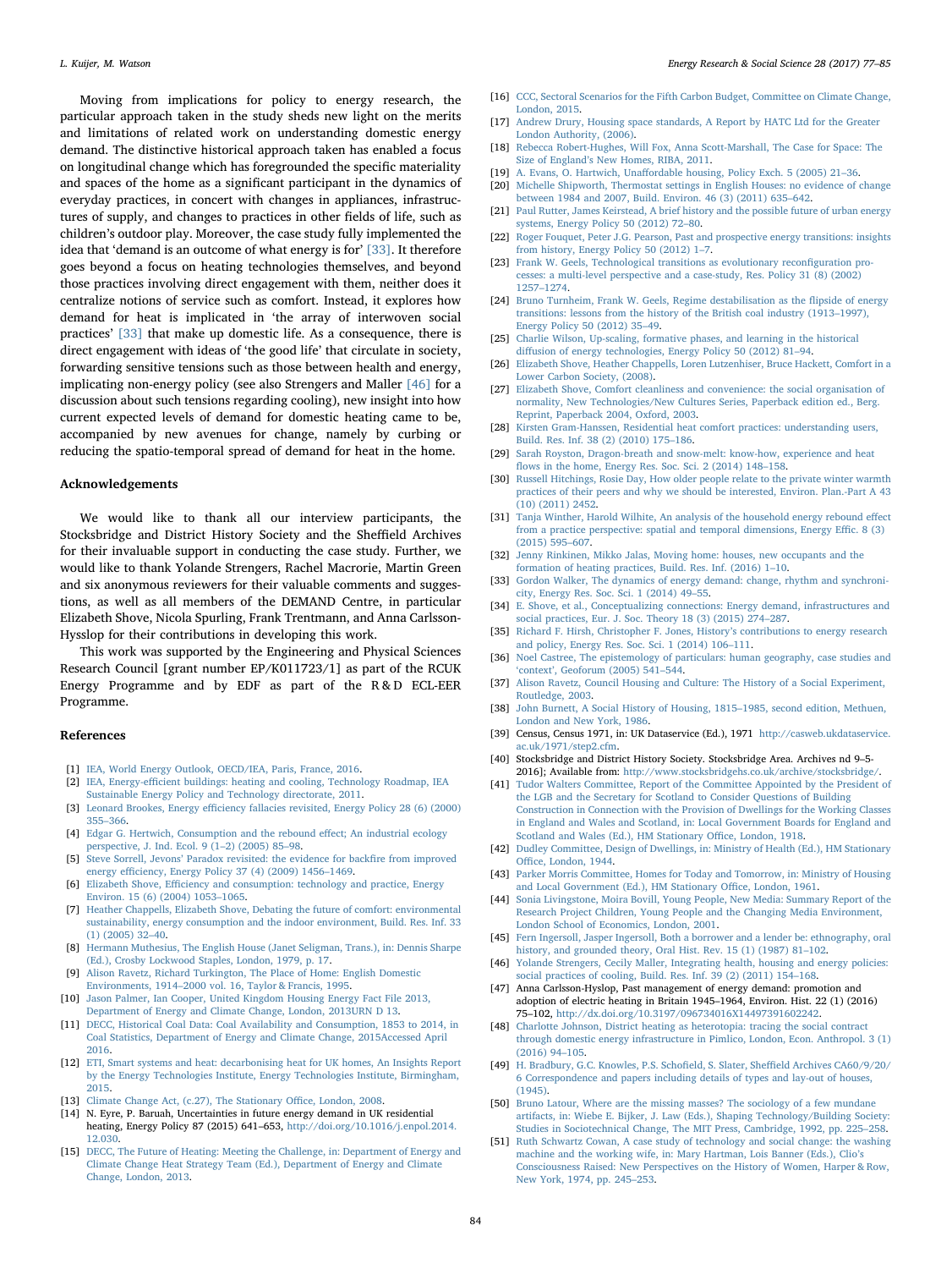Moving from implications for policy to energy research, the particular approach taken in the study sheds new light on the merits and limitations of related work on understanding domestic energy demand. The distinctive historical approach taken has enabled a focus on longitudinal change which has foregrounded the specific materiality and spaces of the home as a significant participant in the dynamics of everyday practices, in concert with changes in appliances, infrastructures of supply, and changes to practices in other fields of life, such as children's outdoor play. Moreover, the case study fully implemented the idea that 'demand is an outcome of what energy is for' [33]. It therefore goes beyond a focus on heating technologies themselves, and beyond those practices involving direct engagement with them, neither does it centralize notions of service such as comfort. Instead, it explores how demand for heat is implicated in 'the array of interwoven social practices' [33] that make up domestic life. As a consequence, there is direct engagement with ideas of 'the good life' that circulate in society, forwarding sensitive tensions such as those between health and energy, implicating non-energy policy (see also Strengers and Maller [46] for a discussion about such tensions regarding cooling), new insight into how current expected levels of demand for domestic heating came to be, accompanied by new avenues for change, namely by curbing or reducing the spatio-temporal spread of demand for heat in the home.

## Acknowledgements

We would like to thank all our interview participants, the Stocksbridge and District History Society and the Sheffield Archives for their invaluable support in conducting the case study. Further, we would like to thank Yolande Strengers, Rachel Macrorie, Martin Green and six anonymous reviewers for their valuable comments and suggestions, as well as all members of the DEMAND Centre, in particular Elizabeth Shove, Nicola Spurling, Frank Trentmann, and Anna Carlsson-Hysslop for their contributions in developing this work.

This work was supported by the Engineering and Physical Sciences Research Council [grant number EP/K011723/1] as part of the RCUK Energy Programme and by EDF as part of the R & D ECL-EER Programme.

## References

[1] IEA, World Energy Outlook, OECD/IEA, Paris, France, 2016.
[2] IEA, Energy-efficient buildings: heating and cooling, Technology Roadmap, IEA Sustainable Energy Policy and Technology directorate, 2011.
[3] Leonard Brookes, Energy efficiency fallacies revisited, Energy Policy 28 (6) (2000) 355–366.
[4] Edgar G. Hertwich, Consumption and the rebound effect; An industrial ecology perspective, J. Ind. Ecol. 9 (1–2) (2005) 85–98.
[5] Steve Sorrell, Jevons' Paradox revisited: the evidence for backfire from improved energy efficiency, Energy Policy 37 (4) (2009) 1456–1469.
[6] Elizabeth Shove, Efficiency and consumption: technology and practice, Energy Environ. 15 (6) (2004) 1053–1065.
[7] Heather Chappells, Elizabeth Shove, Debating the future of comfort: environmental sustainability, energy consumption and the indoor environment, Build. Res. Inf. 33 (1) (2005) 32–40.
[8] Hermann Muthesius, The English House (Janet Seligman, Trans.), in: Dennis Sharpe (Ed.), Crosby Lockwood Staples, London, 1979, p. 17.
[9] Alison Ravetz, Richard Turkington, The Place of Home: English Domestic Environments, 1914–2000 vol. 16, Taylor & Francis, 1995.
[10] Jason Palmer, Ian Cooper, United Kingdom Housing Energy Fact File 2013, Department of Energy and Climate Change, London, 2013URN D 13.
[11] DECC, Historical Coal Data: Coal Availability and Consumption, 1853 to 2014, in Coal Statistics, Department of Energy and Climate Change, 2015Accessed April 2016.
[12] ETI, Smart systems and heat: decarbonising heat for UK homes, An Insights Report by the Energy Technologies Institute, Energy Technologies Institute, Birmingham, 2015.
[13] Climate Change Act, (c.27), The Stationary Office, London, 2008.
[14] N. Eyre, P. Baruah, Uncertainties in future energy demand in UK residential heating, Energy Policy 87 (2015) 641–653, http://doi.org/10.1016/j.enpol.2014.12.030.
[15] DECC, The Future of Heating: Meeting the Challenge, in: Department of Energy and Climate Change Heat Strategy Team (Ed.), Department of Energy and Climate Change, London, 2013.
[16] CCC, Sectoral Scenarios for the Fifth Carbon Budget, Committee on Climate Change, London, 2015.
[17] Andrew Drury, Housing space standards, A Report by HATC Ltd for the Greater London Authority, (2006).
[18] Rebecca Robert-Hughes, Will Fox, Anna Scott-Marshall, The Case for Space: The Size of England's New Homes, RIBA, 2011.
[19] A. Evans, O. Hartwich, Unaffordable housing, Policy Exch. 5 (2005) 21–36.
[20] Michelle Shipworth, Thermostat settings in English Houses: no evidence of change between 1984 and 2007, Build. Environ. 46 (3) (2011) 635–642.
[21] Paul Rutter, James Keirstead, A brief history and the possible future of urban energy systems, Energy Policy 50 (2012) 72–80.
[22] Roger Fouquet, Peter J.G. Pearson, Past and prospective energy transitions: insights from history, Energy Policy 50 (2012) 1–7.
[23] Frank W. Geels, Technological transitions as evolutionary reconfiguration processes: a multi-level perspective and a case-study, Res. Policy 31 (8) (2002) 1257–1274.
[24] Bruno Turnheim, Frank W. Geels, Regime destabilisation as the flipside of energy transitions: lessons from the history of the British coal industry (1913–1997), Energy Policy 50 (2012) 35–49.
[25] Charlie Wilson, Up-scaling, formative phases, and learning in the historical diffusion of energy technologies, Energy Policy 50 (2012) 81–94.
[26] Elizabeth Shove, Heather Chappells, Loren Lutzenhiser, Bruce Hackett, Comfort in a Lower Carbon Society, (2008).
[27] Elizabeth Shove, Comfort cleanliness and convenience: the social organisation of normality, New Technologies/New Cultures Series, Paperback edition ed., Berg. Reprint, Paperback 2004, Oxford, 2003.
[28] Kirsten Gram-Hanssen, Residential heat comfort practices: understanding users, Build. Res. Inf. 38 (2) (2010) 175–186.
[29] Sarah Royston, Dragon-breath and snow-melt: know-how, experience and heat flows in the home, Energy Res. Soc. Sci. 2 (2014) 148–158.
[30] Russell Hitchings, Rosie Day, How older people relate to the private winter warmth practices of their peers and why we should be interested, Environ. Plan.-Part A 43 (10) (2011) 2452.
[31] Tanja Winther, Harold Wilhite, An analysis of the household energy rebound effect from a practice perspective: spatial and temporal dimensions, Energy Effic. 8 (3) (2015) 595–607.
[32] Jenny Rinkinen, Mikko Jalas, Moving home: houses, new occupants and the formation of heating practices, Build. Res. Inf. (2016) 1–10.
[33] Gordon Walker, The dynamics of energy demand: change, rhythm and synchronicity, Energy Res. Soc. Sci. 1 (2014) 49–55.
[34] E. Shove, et al., Conceptualizing connections: Energy demand, infrastructures and social practices, Eur. J. Soc. Theory 18 (3) (2015) 274–287.
[35] Richard F. Hirsh, Christopher F. Jones, History's contributions to energy research and policy, Energy Res. Soc. Sci. 1 (2014) 106–111.
[36] Noel Castree, The epistemology of particulars: human geography, case studies and 'context', Geoforum (2005) 541–544.
[37] Alison Ravetz, Council Housing and Culture: The History of a Social Experiment, Routledge, 2003.
[38] John Burnett, A Social History of Housing, 1815–1985, second edition, Methuen, London and New York, 1986.
[39] Census, Census 1971, in: UK Dataservice (Ed.), 1971 http://casweb.ukdataservice.ac.uk/1971/step2.cfm.
[40] Stocksbridge and District History Society. Stocksbridge Area. Archives nd 9–5-2016]; Available from: http://www.stocksbridgehs.co.uk/archive/stocksbridge/.
[41] Tudor Walters Committee, Report of the Committee Appointed by the President of the LGB and the Secretary for Scotland to Consider Questions of Building Construction in Connection with the Provision of Dwellings for the Working Classes in England and Wales and Scotland, in: Local Government Boards for England and Scotland and Wales (Ed.), HM Stationary Office, London, 1918.
[42] Dudley Committee, Design of Dwellings, in: Ministry of Health (Ed.), HM Stationary Office, London, 1944.
[43] Parker Morris Committee, Homes for Today and Tomorrow, in: Ministry of Housing and Local Government (Ed.), HM Stationary Office, London, 1961.
[44] Sonia Livingstone, Moira Bovill, Young People, New Media: Summary Report of the Research Project Children, Young People and the Changing Media Environment, London School of Economics, London, 2001.
[45] Fern Ingersoll, Jasper Ingersoll, Both a borrower and a lender be: ethnography, oral history, and grounded theory, Oral Hist. Rev. 15 (1) (1987) 81–102.
[46] Yolande Strengers, Cecily Maller, Integrating health, housing and energy policies: social practices of cooling, Build. Res. Inf. 39 (2) (2011) 154–168.
[47] Anna Carlsson-Hyslop, Past management of energy demand: promotion and adoption of electric heating in Britain 1945–1964, Environ. Hist. 22 (1) (2016) 75–102, http://dx.doi.org/10.3197/096734016X14497391602242.
[48] Charlotte Johnson, District heating as heterotopia: tracing the social contract through domestic energy infrastructure in Pimlico, London, Econ. Anthropol. 3 (1) (2016) 94–105.
[49] H. Bradbury, G.C. Knowles, P.S. Schofield, S. Slater, Sheffield Archives CA60/9/20/6 Correspondence and papers including details of types and lay-out of houses, (1945).
[50] Bruno Latour, Where are the missing masses? The sociology of a few mundane artifacts, in: Wiebe E. Bijker, J. Law (Eds.), Shaping Technology/Building Society: Studies in Sociotechnical Change, The MIT Press, Cambridge, 1992, pp. 225–258.
[51] Ruth Schwartz Cowan, A case study of technology and social change: the washing machine and the working wife, in: Mary Hartman, Lois Banner (Eds.), Clio's Consciousness Raised: New Perspectives on the History of Women, Harper & Row, New York, 1974, pp. 245–253.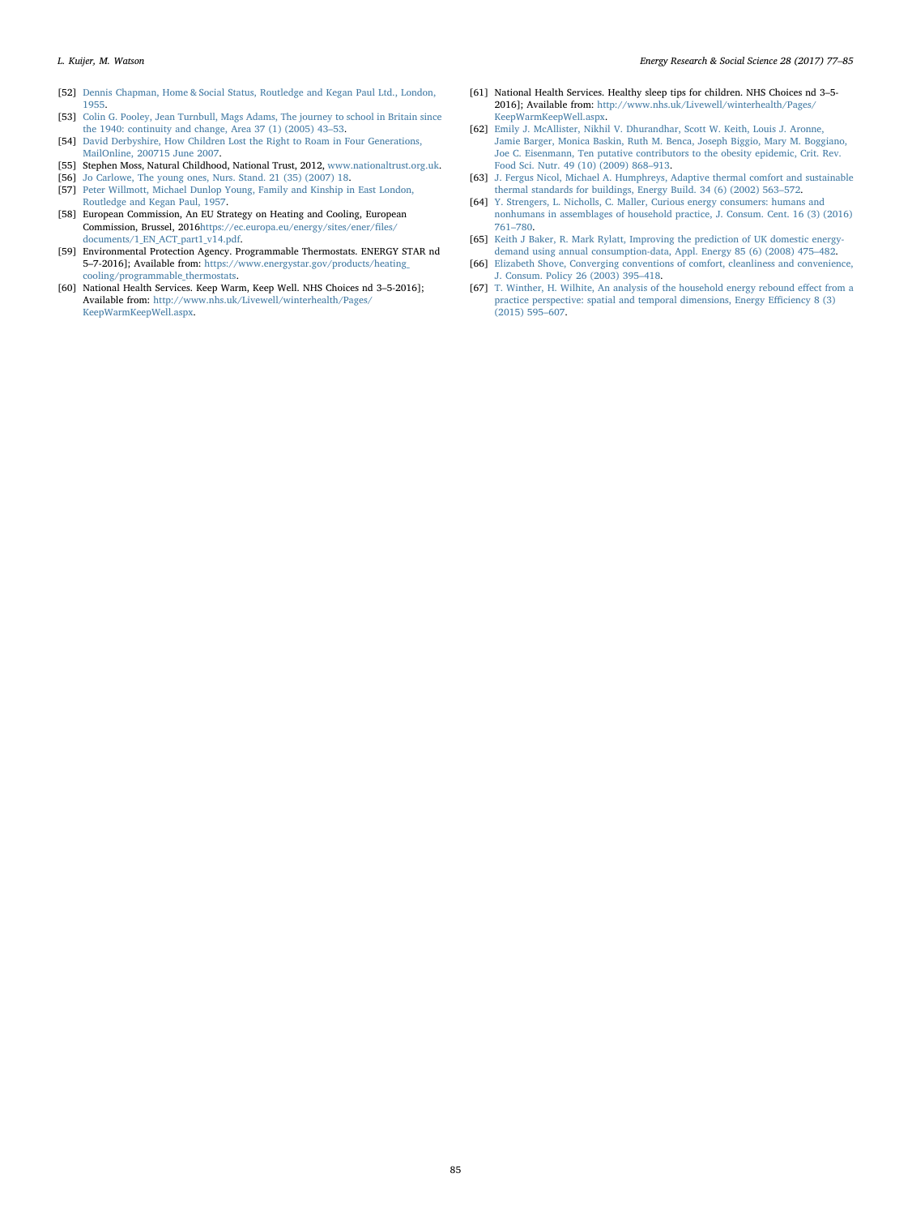[52] Dennis Chapman, Home & Social Status, Routledge and Kegan Paul Ltd., London, 1955.

[53] Colin G. Pooley, Jean Turnbull, Mags Adams, The journey to school in Britain since the 1940: continuity and change, Area 37 (1) (2005) 43–53.

[54] David Derbyshire, How Children Lost the Right to Roam in Four Generations, MailOnline, 200715 June 2007.

[55] Stephen Moss, Natural Childhood, National Trust, 2012, www.nationaltrust.org.uk.

[56] Jo Carlowe, The young ones, Nurs. Stand. 21 (35) (2007) 18.

[57] Peter Willmott, Michael Dunlop Young, Family and Kinship in East London, Routledge and Kegan Paul, 1957.

[58] European Commission, An EU Strategy on Heating and Cooling, European Commission, Brussel, 2016https://ec.europa.eu/energy/sites/ener/files/documents/1_EN_ACT_part1_v14.pdf.

[59] Environmental Protection Agency. Programmable Thermostats. ENERGY STAR nd 5–7-2016]; Available from: https://www.energystar.gov/products/heating_cooling/programmable_thermostats.

[60] National Health Services. Keep Warm, Keep Well. NHS Choices nd 3–5-2016]; Available from: http://www.nhs.uk/Livewell/winterhealth/Pages/KeepWarmKeepWell.aspx.

[61] National Health Services. Healthy sleep tips for children. NHS Choices nd 3–5-2016]; Available from: http://www.nhs.uk/Livewell/winterhealth/Pages/KeepWarmKeepWell.aspx.

[62] Emily J. McAllister, Nikhil V. Dhurandhar, Scott W. Keith, Louis J. Aronne, Jamie Barger, Monica Baskin, Ruth M. Benca, Joseph Biggio, Mary M. Boggiano, Joe C. Eisenmann, Ten putative contributors to the obesity epidemic, Crit. Rev. Food Sci. Nutr. 49 (10) (2009) 868–913.

[63] J. Fergus Nicol, Michael A. Humphreys, Adaptive thermal comfort and sustainable thermal standards for buildings, Energy Build. 34 (6) (2002) 563–572.

[64] Y. Strengers, L. Nicholls, C. Maller, Curious energy consumers: humans and nonhumans in assemblages of household practice, J. Consum. Cent. 16 (3) (2016) 761–780.

[65] Keith J Baker, R. Mark Rylatt, Improving the prediction of UK domestic energy-demand using annual consumption-data, Appl. Energy 85 (6) (2008) 475–482.

[66] Elizabeth Shove, Converging conventions of comfort, cleanliness and convenience, J. Consum. Policy 26 (2003) 395–418.

[67] T. Winther, H. Wilhite, An analysis of the household energy rebound effect from a practice perspective: spatial and temporal dimensions, Energy Efficiency 8 (3) (2015) 595–607.